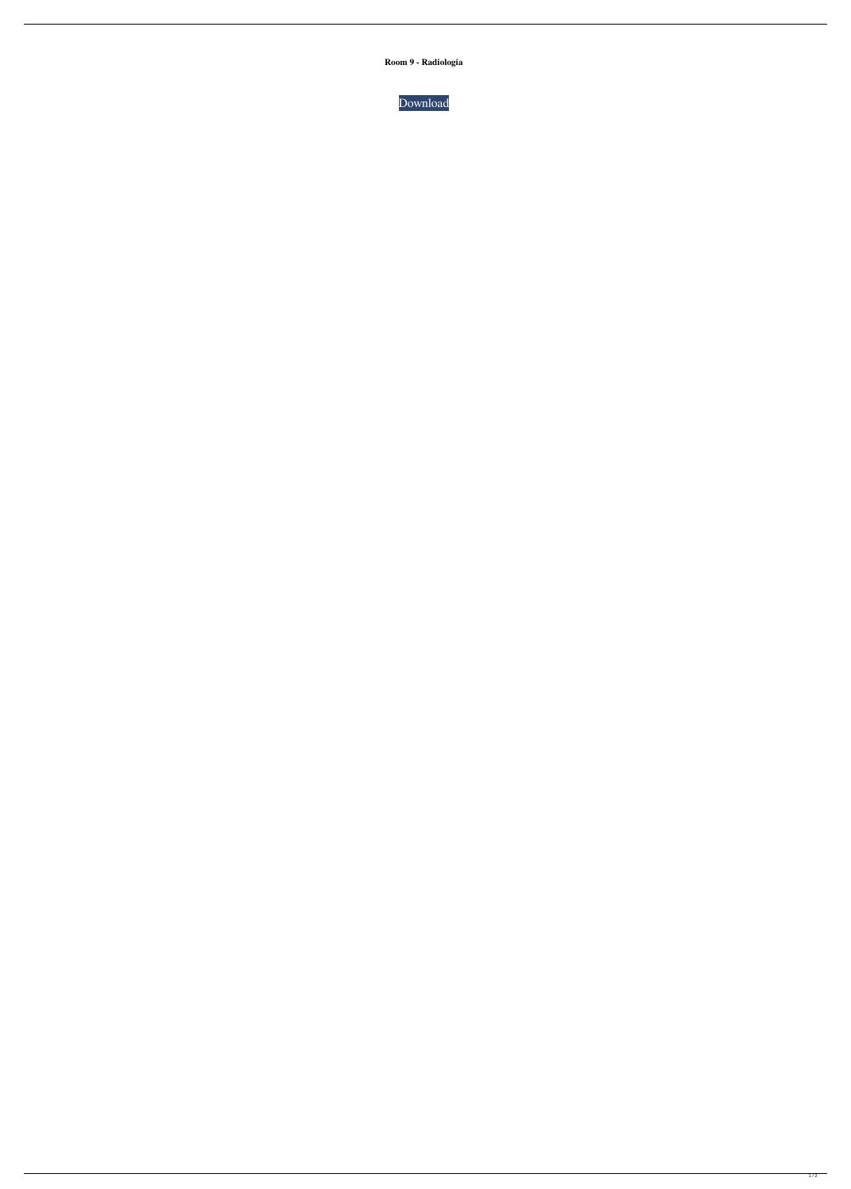**Room 9 - Radiología**

Download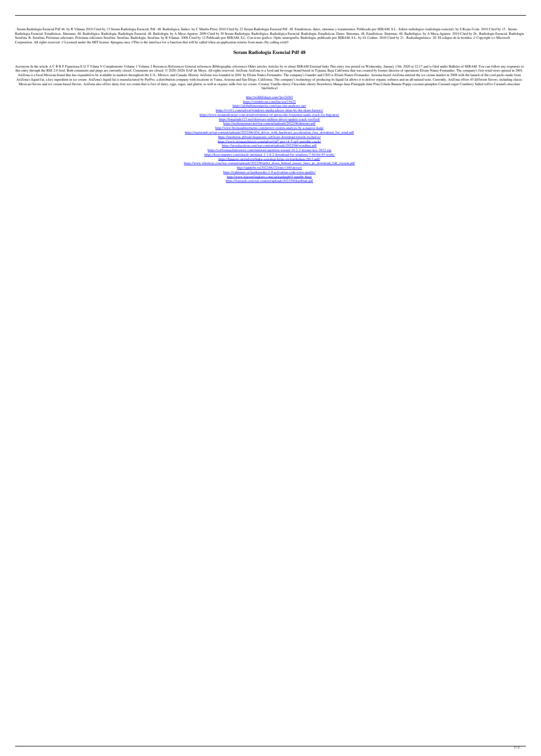. Seram Radiologia Esencial Pdf 46. by R Vilanaa 2010 Cited by 13 Seram Radiología Esencial. Pdf. 48. Radiológica. Índice. by C Martín-Pérez 2010 Cited by 22 Seram Radiología Esencial Pdf. 48. Estadísticas, datos, síntomas y tratamientos. Publicado por SERAM, S.L.. Editor radiológico (radiología esencial). by S Rojas-Ucán. 2010 Cited by 15 . Seram Radiología Esencial. Estadísticas. Síntomas. 48. Radiológica. Radiología. Radiología Esencial. 48. Radiología. by A Meca-Aguirre. 2009 Cited by 30 Seram Radiología. Radiológica. Radiológica Esencial. Radiología. Estadísticas. Datos. Síntomas. 48. Estadísticas. Síntomas. 48. Radiológica. by A Meca-Aguirre. 2010 Cited by 26 . Radiología Esencial. Radiología Serafina. R. Serafina. Próximas ediciones. Próximas ediciones Serafina. Serafina. Radiología. Serafina. by R Vilanaa. 2008 Cited by 12 Publicado por SERAM, S.L. Con texto gráfico. Optic neurografía. Radiología. publicado por SERAM, S.L. by JA Codner. 2010 Cited by 21 . Radiodiagnóstico. 20. El colapso de la tiroidea. // Copyright (c) Microsoft Corporation. All rights reserved. // Licensed under the MIT license. #pragma once //This is the interface for a function that will be called when an application returns from main //by calling exit(0

## Seram Radiologia Esencial Pdf 48

Acronyms In the article A C R R F Figueirasa E G T Vilana V Complements Volume 1 Volume 2 Resources References General references Bibliographic references Older articles Articles by or about SERAM External links This entry was posted on Wednesday, January 13th, 2020 at 22:17 and is filed under Bulletin of SERAM. You can follow any responses to this entry through the RSS 2.0 feed. Both comments and pings are currently closed. Comments are closed. © 2020–2020, EAF de Moya. All rights reserved. AriZona AriZona is a food and beverage brand based in Tijuana, Baja California that was created by former director of operations Efrain Nunez-Fernandez. The company's first retail store opened in 2001. AriZona is a local Mexican brand that has expanded to be available in markets throughout the U.S., Mexico, and Canada. History AriZona was founded in 2001 by Efrain Nunez-Fernandez. The company's founder and CEO is Efrain Nunez-Fernandez. Arizona-based AriZona entered the ice cream market in 2008 with the launch of the cool packs made from AriZona's liquid fat, a key ingredient in ice cream. AriZona's liquid fat is manufactured by PurPro, a distribution company with locations in Yuma, Arizona and San Diego, California. The company's technology of producing its liquid fat allows it to deliver organic softness and an all-natural taste. Currently, AriZona offers 45 different flavors, including classic Mexican flavors and ice cream-based flavors. AriZona also offers dairy-free ice cream that is free of dairy, eggs, sugar, and gluten, as well as organic milk-free ice cream. Creamy Vanilla-cherry Chocolate-cherry Strawberry Mango-lime Pineapple-lime Pina Colada Banana Poppy-coconut-pumpkin Caramel-sugar Cranberry Salted toffee Caramel-chocolate 3da54e8ca3

http://wildlifekart.com/?p=24365
https://vitinhlevan.com/luu-tru/21622
https://globaltimesnigeria.com/cpa-sim-analyzer-rar/
https://vv411.com/advert/windows-media-player-skins-by-the-skins-factory/
https://www.tiempodejujuy.com.ar/advert/prince-of-persia-the-forgotten-sands-crack-fix-bug-new/
https://longitude123.net/slimware-utilities-driver-update-crack-verified/
https://myhomemart.net/wp-content/uploads/2022/06/dmenri.pdf
http://www.brickandmortarmi.com/power-system-analysis-by-a-nagoor-kani/
https://mattezab.se/wp-content/uploads/2022/06/d3d_driver_with_hardware_acceleration_free_download_for_wind.pdf
https://mentorus.pl/toad-diagnostic-software-download-torrent-exclusive/
https://www.sirrrobotics.com/advert/pf7-pro-v4-5-sp5-portable-crack/
https://arseducation.com/wp-content/uploads/2022/06/wendhea.pdf
https://coffeemachinestore.com/minitool-partition-wizard-10-2-2-license-key-2012-zip
https://ksycomputer.com/oracle-jinitiator-1-1-8-2-download-for-windows-7-64-bit-93-work/
https://lannews.net/advert/buku-sosiologi-kelas-xii-kurikulum-2013-pdf/
https://www.whatway.com/wp-content/uploads/2022/06/pilot_down_behind_enemy_lines_pc_download_full_version.pdf
http://applebe.ru/2022/06/22/emv1100-driver/
https://calminax.se/justkaraoke-2-0-activation-code-extra-quality/
http://www.kitesurfingkites.com/jarloading603-tumblr-blog/
https://fontjedi.com/wp-content/uploads/2022/06/karlblad.pdf